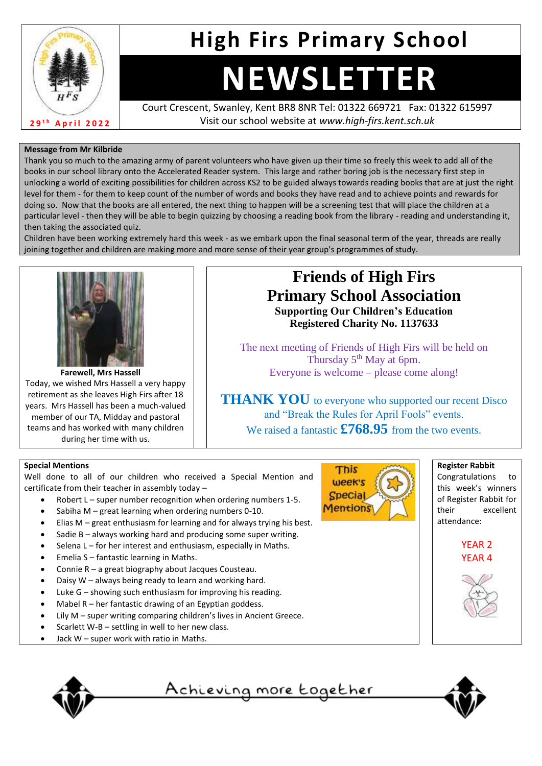# High Firs Primary School

# NEWSLETTER

29th April 2022

Court Crescent, Swanley, Kent BR8 8NR Tel: 01322 669721 Fax: 01322 615997
Visit our school website at *www.high-firs.kent.sch.uk*

**Message from Mr Kilbride**

Thank you so much to the amazing army of parent volunteers who have given up their time so freely this week to add all of the books in our school library onto the Accelerated Reader system. This large and rather boring job is the necessary first step in unlocking a world of exciting possibilities for children across KS2 to be guided always towards reading books that are at just the right level for them - for them to keep count of the number of words and books they have read and to achieve points and rewards for doing so. Now that the books are all entered, the next thing to happen will be a screening test that will place the children at a particular level - then they will be able to begin quizzing by choosing a reading book from the library - reading and understanding it, then taking the associated quiz.

Children have been working extremely hard this week - as we embark upon the final seasonal term of the year, threads are really joining together and children are making more and more sense of their year group's programmes of study.

**Farewell, Mrs Hassell**

Today, we wished Mrs Hassell a very happy retirement as she leaves High Firs after 18 years. Mrs Hassell has been a much-valued member of our TA, Midday and pastoral teams and has worked with many children during her time with us.

## Friends of High Firs Primary School Association

**Supporting Our Children's Education**
**Registered Charity No. 1137633**

The next meeting of Friends of High Firs will be held on Thursday 5th May at 6pm.
Everyone is welcome – please come along!

**THANK YOU** to everyone who supported our recent Disco and "Break the Rules for April Fools" events.
We raised a fantastic **£768.95** from the two events.

**Special Mentions**

Well done to all of our children who received a Special Mention and certificate from their teacher in assembly today –

- Robert L – super number recognition when ordering numbers 1-5.
- Sabiha M – great learning when ordering numbers 0-10.
- Elias M – great enthusiasm for learning and for always trying his best.
- Sadie B – always working hard and producing some super writing.
- Selena L – for her interest and enthusiasm, especially in Maths.
- Emelia S – fantastic learning in Maths.
- Connie R – a great biography about Jacques Cousteau.
- Daisy W – always being ready to learn and working hard.
- Luke G – showing such enthusiasm for improving his reading.
- Mabel R – her fantastic drawing of an Egyptian goddess.
- Lily M – super writing comparing children's lives in Ancient Greece.
- Scarlett W-B – settling in well to her new class.
- Jack W – super work with ratio in Maths.

This week's Special Mentions

**Register Rabbit**

Congratulations to this week's winners of Register Rabbit for their excellent attendance:

YEAR 2
YEAR 4

Achieving more together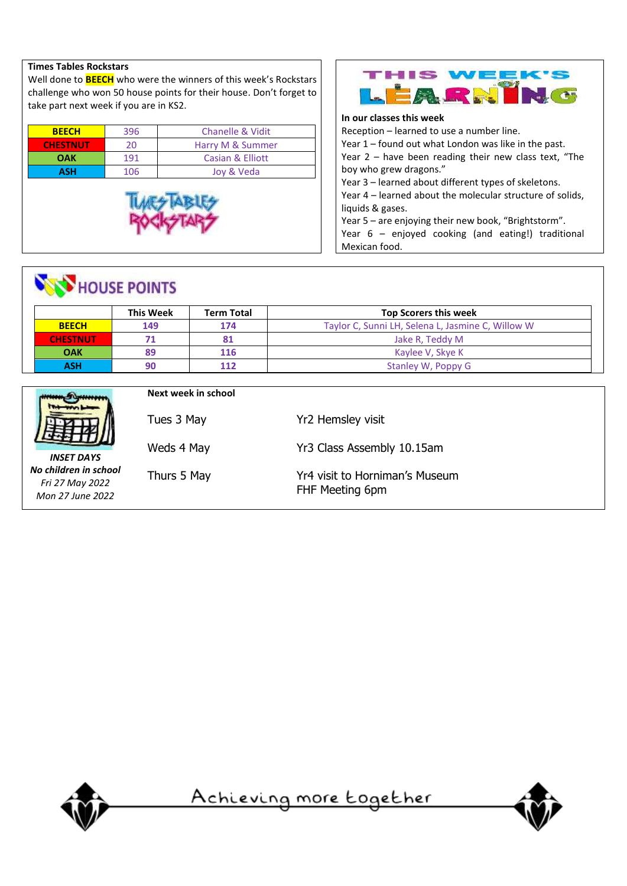**Times Tables Rockstars**

Well done to **BEECH** who were the winners of this week's Rockstars challenge who won 50 house points for their house. Don't forget to take part next week if you are in KS2.

| | | |
|---|---|---|
| **BEECH** | 396 | Chanelle & Vidit |
| **CHESTNUT** | 20 | Harry M & Summer |
| **OAK** | 191 | Casian & Elliott |
| **ASH** | 106 | Joy & Veda |

## THIS WEEK'S LEARNING

**In our classes this week**

Reception – learned to use a number line.
Year 1 – found out what London was like in the past.
Year 2 – have been reading their new class text, "The boy who grew dragons."
Year 3 – learned about different types of skeletons.
Year 4 – learned about the molecular structure of solids, liquids & gases.
Year 5 – are enjoying their new book, "Brightstorm".
Year 6 – enjoyed cooking (and eating!) traditional Mexican food.

## HOUSE POINTS

| | This Week | Term Total | Top Scorers this week |
|---|---|---|---|
| **BEECH** | **149** | **174** | Taylor C, Sunni LH, Selena L, Jasmine C, Willow W |
| **CHESTNUT** | **71** | **81** | Jake R, Teddy M |
| **OAK** | **89** | **116** | Kaylee V, Skye K |
| **ASH** | **90** | **112** | Stanley W, Poppy G |

***INSET DAYS***
***No children in school***
*Fri 27 May 2022*
*Mon 27 June 2022*

**Next week in school**

| | |
|---|---|
| Tues 3 May | Yr2 Hemsley visit |
| Weds 4 May | Yr3 Class Assembly 10.15am |
| Thurs 5 May | Yr4 visit to Horniman's Museum<br>FHF Meeting 6pm |

Achieving more together